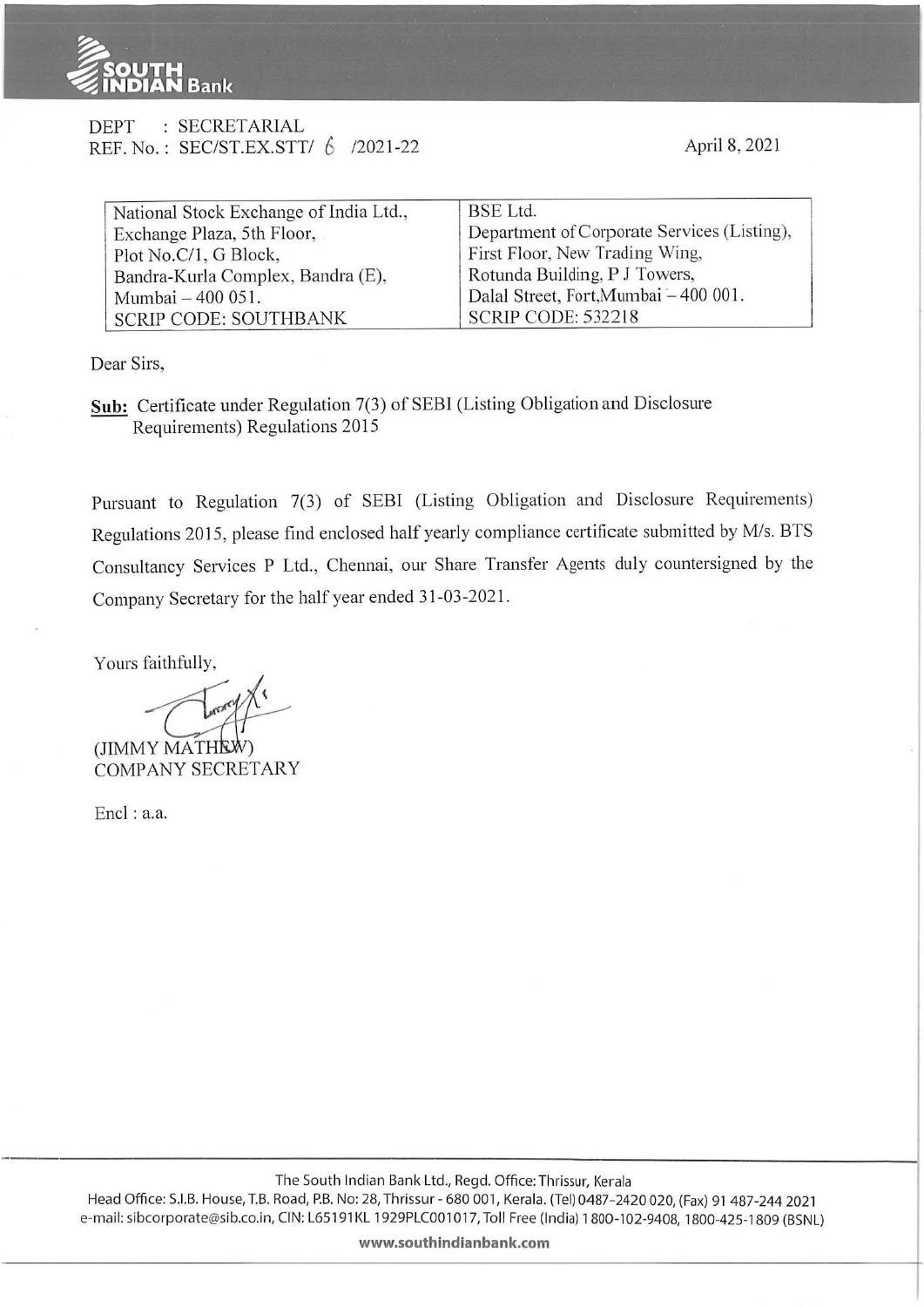DEPT : SECRETARIAL
REF. No. : SEC/ST.EX.STT/ 6 /2021-22

April 8, 2021

| National Stock Exchange of India Ltd., Exchange Plaza, 5th Floor, Plot No.C/1, G Block, Bandra-Kurla Complex, Bandra (E), Mumbai – 400 051. SCRIP CODE: SOUTHBANK | BSE Ltd. Department of Corporate Services (Listing), First Floor, New Trading Wing, Rotunda Building, P J Towers, Dalal Street, Fort,Mumbai – 400 001. SCRIP CODE: 532218 |
|---|---|

Dear Sirs,

**Sub:** Certificate under Regulation 7(3) of SEBI (Listing Obligation and Disclosure Requirements) Regulations 2015

Pursuant to Regulation 7(3) of SEBI (Listing Obligation and Disclosure Requirements) Regulations 2015, please find enclosed half yearly compliance certificate submitted by M/s. BTS Consultancy Services P Ltd., Chennai, our Share Transfer Agents duly countersigned by the Company Secretary for the half year ended 31-03-2021.

Yours faithfully,

(JIMMY MATHEW)
COMPANY SECRETARY

Encl : a.a.

The South Indian Bank Ltd., Regd. Office: Thrissur, Kerala
Head Office: S.I.B. House, T.B. Road, P.B. No: 28, Thrissur - 680 001, Kerala. (Tel) 0487-2420 020, (Fax) 91 487-244 2021
e-mail: sibcorporate@sib.co.in, CIN: L65191KL1929PLC001017, Toll Free (India) 1800-102-9408, 1800-425-1809 (BSNL)

www.southindianbank.com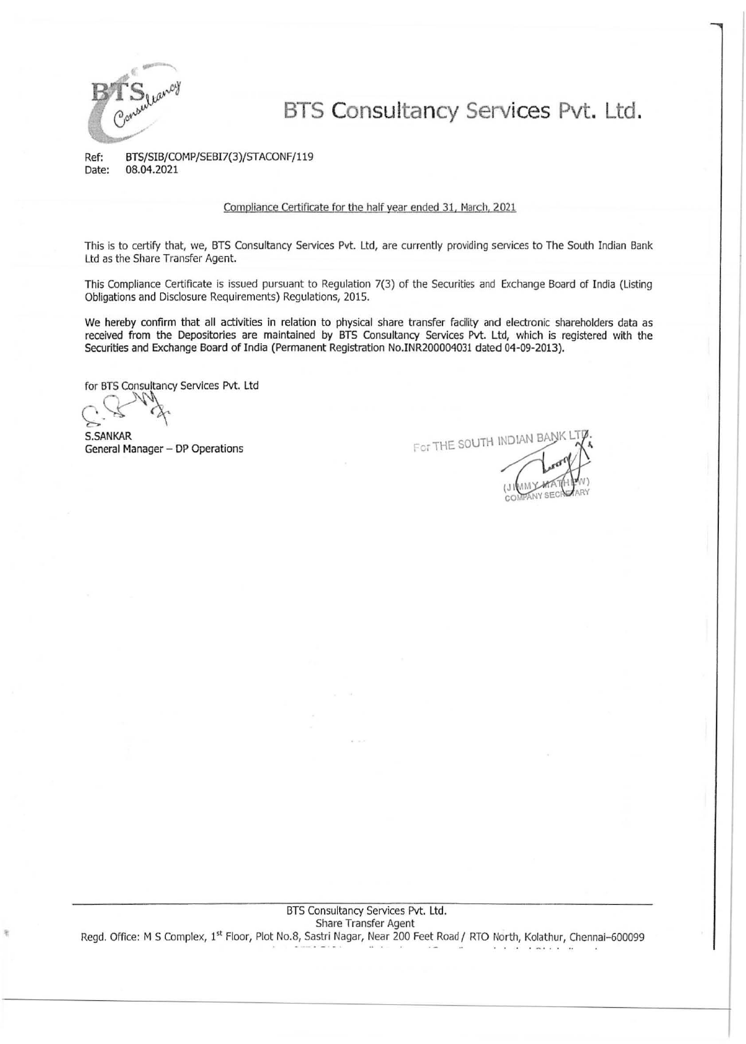# BTS Consultancy Services Pvt. Ltd.

Ref: BTS/SIB/COMP/SEBI7(3)/STACONF/119
Date: 08.04.2021

Compliance Certificate for the half year ended 31, March, 2021

This is to certify that, we, BTS Consultancy Services Pvt. Ltd, are currently providing services to The South Indian Bank Ltd as the Share Transfer Agent.

This Compliance Certificate is issued pursuant to Regulation 7(3) of the Securities and Exchange Board of India (Listing Obligations and Disclosure Requirements) Regulations, 2015.

We hereby confirm that all activities in relation to physical share transfer facility and electronic shareholders data as received from the Depositories are maintained by BTS Consultancy Services Pvt. Ltd, which is registered with the Securities and Exchange Board of India (Permanent Registration No.INR200004031 dated 04-09-2013).

for BTS Consultancy Services Pvt. Ltd

S.SANKAR
General Manager – DP Operations

For THE SOUTH INDIAN BANK LTD.

(JIMMY MATHEW)
COMPANY SECRETARY

BTS Consultancy Services Pvt. Ltd.
Share Transfer Agent
Regd. Office: M S Complex, 1st Floor, Plot No.8, Sastri Nagar, Near 200 Feet Road / RTO North, Kolathur, Chennai–600099